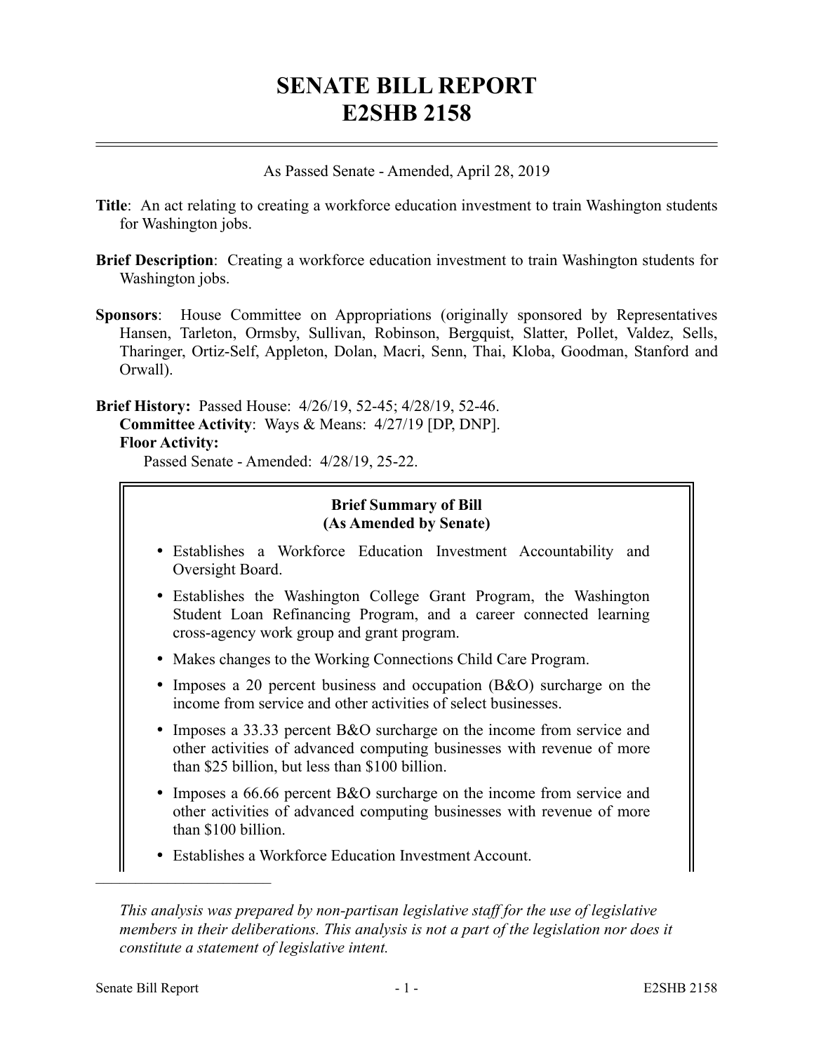# SENATE BILL REPORT
# E2SHB 2158

As Passed Senate - Amended, April 28, 2019

**Title**: An act relating to creating a workforce education investment to train Washington students for Washington jobs.

**Brief Description**: Creating a workforce education investment to train Washington students for Washington jobs.

**Sponsors**: House Committee on Appropriations (originally sponsored by Representatives Hansen, Tarleton, Ormsby, Sullivan, Robinson, Bergquist, Slatter, Pollet, Valdez, Sells, Tharinger, Ortiz-Self, Appleton, Dolan, Macri, Senn, Thai, Kloba, Goodman, Stanford and Orwall).

**Brief History:** Passed House: 4/26/19, 52-45; 4/28/19, 52-46.
**Committee Activity**: Ways & Means: 4/27/19 [DP, DNP].
**Floor Activity:**
Passed Senate - Amended: 4/28/19, 25-22.

**Brief Summary of Bill**
**(As Amended by Senate)**

- Establishes a Workforce Education Investment Accountability and Oversight Board.
- Establishes the Washington College Grant Program, the Washington Student Loan Refinancing Program, and a career connected learning cross-agency work group and grant program.
- Makes changes to the Working Connections Child Care Program.
- Imposes a 20 percent business and occupation (B&O) surcharge on the income from service and other activities of select businesses.
- Imposes a 33.33 percent B&O surcharge on the income from service and other activities of advanced computing businesses with revenue of more than $25 billion, but less than $100 billion.
- Imposes a 66.66 percent B&O surcharge on the income from service and other activities of advanced computing businesses with revenue of more than $100 billion.
- Establishes a Workforce Education Investment Account.

---

*This analysis was prepared by non-partisan legislative staff for the use of legislative members in their deliberations. This analysis is not a part of the legislation nor does it constitute a statement of legislative intent.*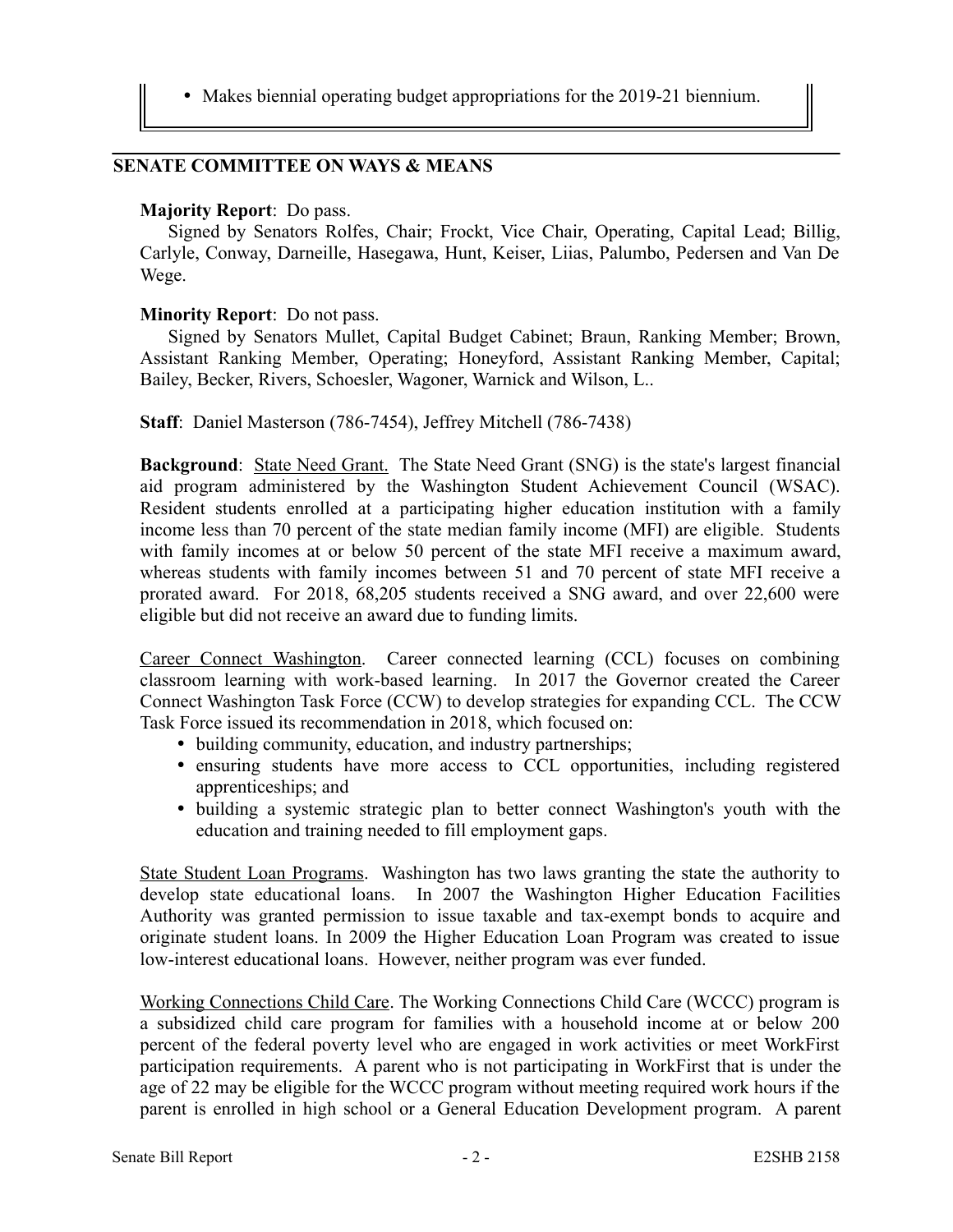- Makes biennial operating budget appropriations for the 2019-21 biennium.

## SENATE COMMITTEE ON WAYS & MEANS

**Majority Report**: Do pass.

Signed by Senators Rolfes, Chair; Frockt, Vice Chair, Operating, Capital Lead; Billig, Carlyle, Conway, Darneille, Hasegawa, Hunt, Keiser, Liias, Palumbo, Pedersen and Van De Wege.

**Minority Report**: Do not pass.

Signed by Senators Mullet, Capital Budget Cabinet; Braun, Ranking Member; Brown, Assistant Ranking Member, Operating; Honeyford, Assistant Ranking Member, Capital; Bailey, Becker, Rivers, Schoesler, Wagoner, Warnick and Wilson, L..

**Staff**: Daniel Masterson (786-7454), Jeffrey Mitchell (786-7438)

**Background**: State Need Grant. The State Need Grant (SNG) is the state's largest financial aid program administered by the Washington Student Achievement Council (WSAC). Resident students enrolled at a participating higher education institution with a family income less than 70 percent of the state median family income (MFI) are eligible. Students with family incomes at or below 50 percent of the state MFI receive a maximum award, whereas students with family incomes between 51 and 70 percent of state MFI receive a prorated award. For 2018, 68,205 students received a SNG award, and over 22,600 were eligible but did not receive an award due to funding limits.

Career Connect Washington. Career connected learning (CCL) focuses on combining classroom learning with work-based learning. In 2017 the Governor created the Career Connect Washington Task Force (CCW) to develop strategies for expanding CCL. The CCW Task Force issued its recommendation in 2018, which focused on:

- building community, education, and industry partnerships;
- ensuring students have more access to CCL opportunities, including registered apprenticeships; and
- building a systemic strategic plan to better connect Washington's youth with the education and training needed to fill employment gaps.

State Student Loan Programs. Washington has two laws granting the state the authority to develop state educational loans. In 2007 the Washington Higher Education Facilities Authority was granted permission to issue taxable and tax-exempt bonds to acquire and originate student loans. In 2009 the Higher Education Loan Program was created to issue low-interest educational loans. However, neither program was ever funded.

Working Connections Child Care. The Working Connections Child Care (WCCC) program is a subsidized child care program for families with a household income at or below 200 percent of the federal poverty level who are engaged in work activities or meet WorkFirst participation requirements. A parent who is not participating in WorkFirst that is under the age of 22 may be eligible for the WCCC program without meeting required work hours if the parent is enrolled in high school or a General Education Development program. A parent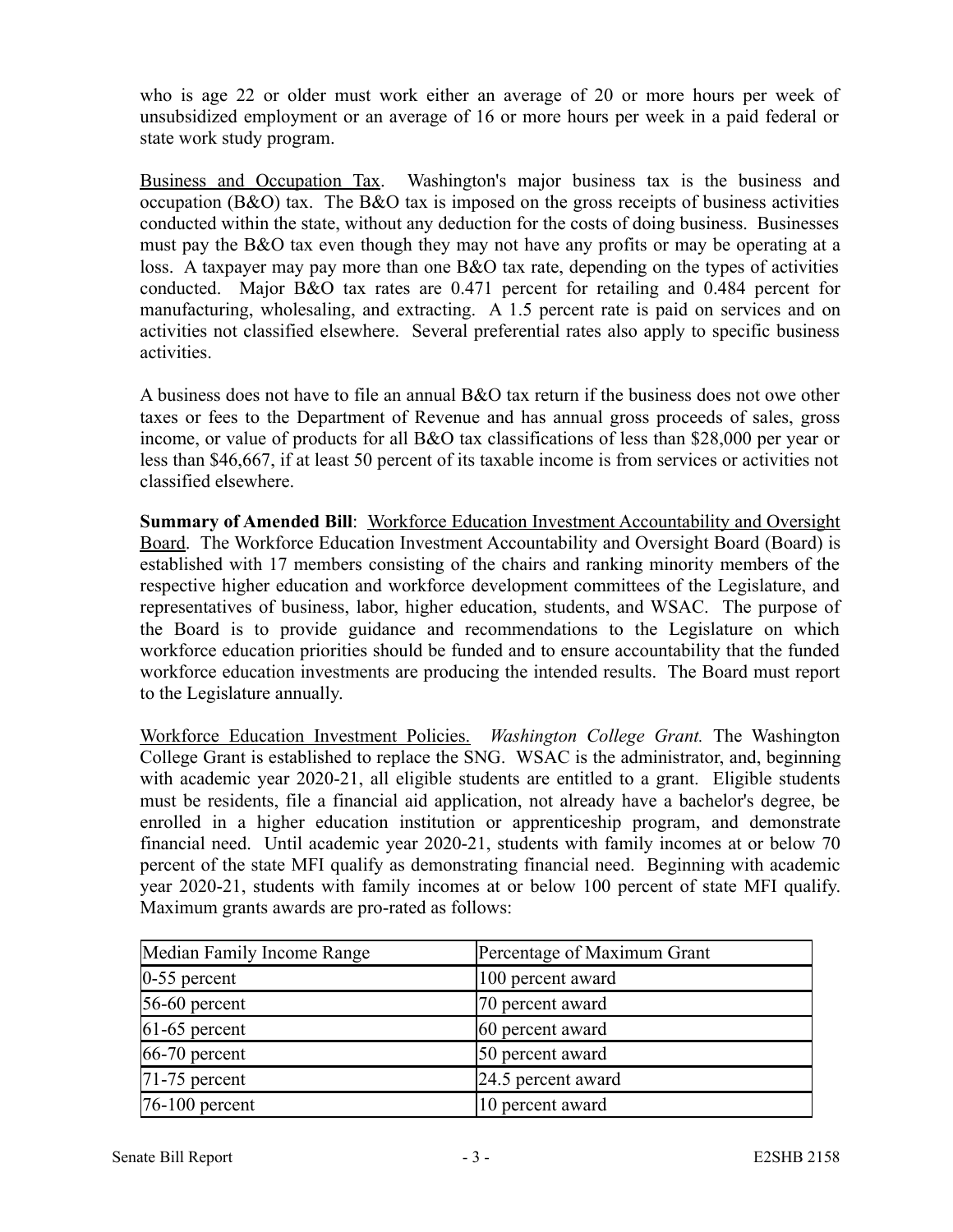who is age 22 or older must work either an average of 20 or more hours per week of unsubsidized employment or an average of 16 or more hours per week in a paid federal or state work study program.

Business and Occupation Tax. Washington's major business tax is the business and occupation (B&O) tax. The B&O tax is imposed on the gross receipts of business activities conducted within the state, without any deduction for the costs of doing business. Businesses must pay the B&O tax even though they may not have any profits or may be operating at a loss. A taxpayer may pay more than one B&O tax rate, depending on the types of activities conducted. Major B&O tax rates are 0.471 percent for retailing and 0.484 percent for manufacturing, wholesaling, and extracting. A 1.5 percent rate is paid on services and on activities not classified elsewhere. Several preferential rates also apply to specific business activities.

A business does not have to file an annual B&O tax return if the business does not owe other taxes or fees to the Department of Revenue and has annual gross proceeds of sales, gross income, or value of products for all B&O tax classifications of less than $28,000 per year or less than $46,667, if at least 50 percent of its taxable income is from services or activities not classified elsewhere.

**Summary of Amended Bill**: Workforce Education Investment Accountability and Oversight Board. The Workforce Education Investment Accountability and Oversight Board (Board) is established with 17 members consisting of the chairs and ranking minority members of the respective higher education and workforce development committees of the Legislature, and representatives of business, labor, higher education, students, and WSAC. The purpose of the Board is to provide guidance and recommendations to the Legislature on which workforce education priorities should be funded and to ensure accountability that the funded workforce education investments are producing the intended results. The Board must report to the Legislature annually.

Workforce Education Investment Policies. *Washington College Grant.* The Washington College Grant is established to replace the SNG. WSAC is the administrator, and, beginning with academic year 2020-21, all eligible students are entitled to a grant. Eligible students must be residents, file a financial aid application, not already have a bachelor's degree, be enrolled in a higher education institution or apprenticeship program, and demonstrate financial need. Until academic year 2020-21, students with family incomes at or below 70 percent of the state MFI qualify as demonstrating financial need. Beginning with academic year 2020-21, students with family incomes at or below 100 percent of state MFI qualify. Maximum grants awards are pro-rated as follows:

| Median Family Income Range | Percentage of Maximum Grant |
|---|---|
| 0-55 percent | 100 percent award |
| 56-60 percent | 70 percent award |
| 61-65 percent | 60 percent award |
| 66-70 percent | 50 percent award |
| 71-75 percent | 24.5 percent award |
| 76-100 percent | 10 percent award |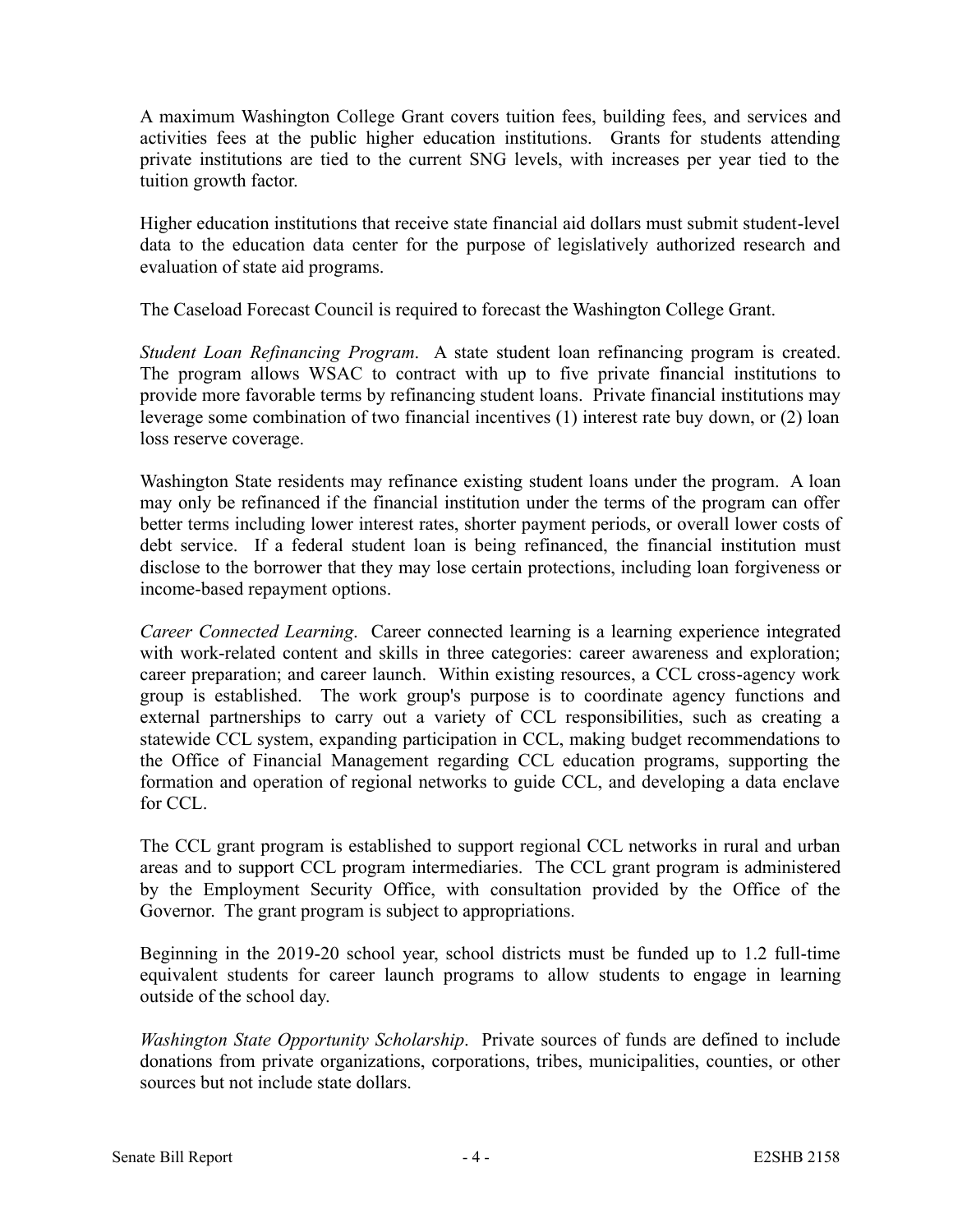A maximum Washington College Grant covers tuition fees, building fees, and services and activities fees at the public higher education institutions. Grants for students attending private institutions are tied to the current SNG levels, with increases per year tied to the tuition growth factor.

Higher education institutions that receive state financial aid dollars must submit student-level data to the education data center for the purpose of legislatively authorized research and evaluation of state aid programs.

The Caseload Forecast Council is required to forecast the Washington College Grant.

*Student Loan Refinancing Program*. A state student loan refinancing program is created. The program allows WSAC to contract with up to five private financial institutions to provide more favorable terms by refinancing student loans. Private financial institutions may leverage some combination of two financial incentives (1) interest rate buy down, or (2) loan loss reserve coverage.

Washington State residents may refinance existing student loans under the program. A loan may only be refinanced if the financial institution under the terms of the program can offer better terms including lower interest rates, shorter payment periods, or overall lower costs of debt service. If a federal student loan is being refinanced, the financial institution must disclose to the borrower that they may lose certain protections, including loan forgiveness or income-based repayment options.

*Career Connected Learning*. Career connected learning is a learning experience integrated with work-related content and skills in three categories: career awareness and exploration; career preparation; and career launch. Within existing resources, a CCL cross-agency work group is established. The work group's purpose is to coordinate agency functions and external partnerships to carry out a variety of CCL responsibilities, such as creating a statewide CCL system, expanding participation in CCL, making budget recommendations to the Office of Financial Management regarding CCL education programs, supporting the formation and operation of regional networks to guide CCL, and developing a data enclave for CCL.

The CCL grant program is established to support regional CCL networks in rural and urban areas and to support CCL program intermediaries. The CCL grant program is administered by the Employment Security Office, with consultation provided by the Office of the Governor. The grant program is subject to appropriations.

Beginning in the 2019-20 school year, school districts must be funded up to 1.2 full-time equivalent students for career launch programs to allow students to engage in learning outside of the school day.

*Washington State Opportunity Scholarship*. Private sources of funds are defined to include donations from private organizations, corporations, tribes, municipalities, counties, or other sources but not include state dollars.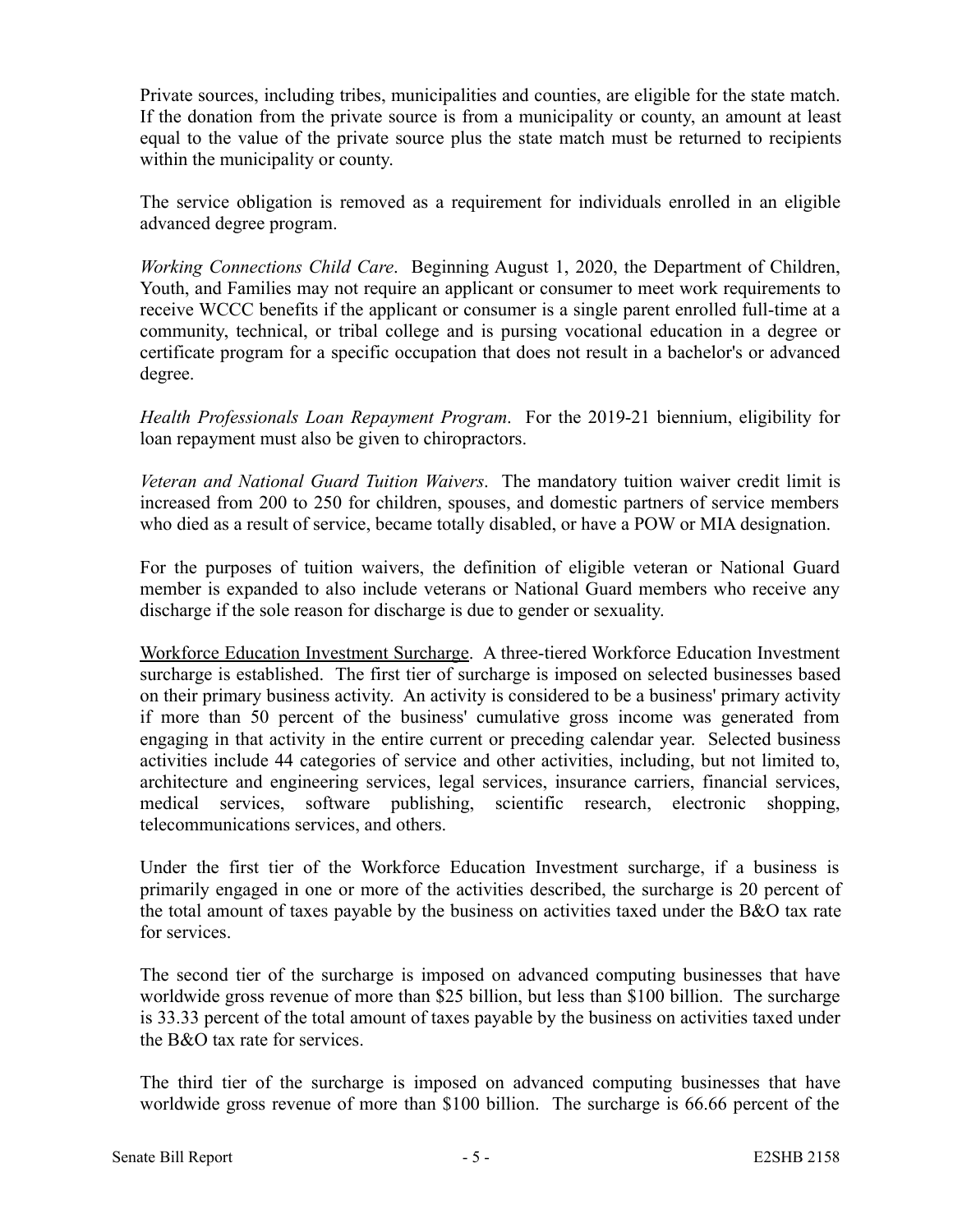Private sources, including tribes, municipalities and counties, are eligible for the state match. If the donation from the private source is from a municipality or county, an amount at least equal to the value of the private source plus the state match must be returned to recipients within the municipality or county.

The service obligation is removed as a requirement for individuals enrolled in an eligible advanced degree program.

*Working Connections Child Care*. Beginning August 1, 2020, the Department of Children, Youth, and Families may not require an applicant or consumer to meet work requirements to receive WCCC benefits if the applicant or consumer is a single parent enrolled full-time at a community, technical, or tribal college and is pursing vocational education in a degree or certificate program for a specific occupation that does not result in a bachelor's or advanced degree.

*Health Professionals Loan Repayment Program*. For the 2019-21 biennium, eligibility for loan repayment must also be given to chiropractors.

*Veteran and National Guard Tuition Waivers*. The mandatory tuition waiver credit limit is increased from 200 to 250 for children, spouses, and domestic partners of service members who died as a result of service, became totally disabled, or have a POW or MIA designation.

For the purposes of tuition waivers, the definition of eligible veteran or National Guard member is expanded to also include veterans or National Guard members who receive any discharge if the sole reason for discharge is due to gender or sexuality.

<u>Workforce Education Investment Surcharge</u>. A three-tiered Workforce Education Investment surcharge is established. The first tier of surcharge is imposed on selected businesses based on their primary business activity. An activity is considered to be a business' primary activity if more than 50 percent of the business' cumulative gross income was generated from engaging in that activity in the entire current or preceding calendar year. Selected business activities include 44 categories of service and other activities, including, but not limited to, architecture and engineering services, legal services, insurance carriers, financial services, medical services, software publishing, scientific research, electronic shopping, telecommunications services, and others.

Under the first tier of the Workforce Education Investment surcharge, if a business is primarily engaged in one or more of the activities described, the surcharge is 20 percent of the total amount of taxes payable by the business on activities taxed under the B&O tax rate for services.

The second tier of the surcharge is imposed on advanced computing businesses that have worldwide gross revenue of more than $25 billion, but less than $100 billion. The surcharge is 33.33 percent of the total amount of taxes payable by the business on activities taxed under the B&O tax rate for services.

The third tier of the surcharge is imposed on advanced computing businesses that have worldwide gross revenue of more than $100 billion. The surcharge is 66.66 percent of the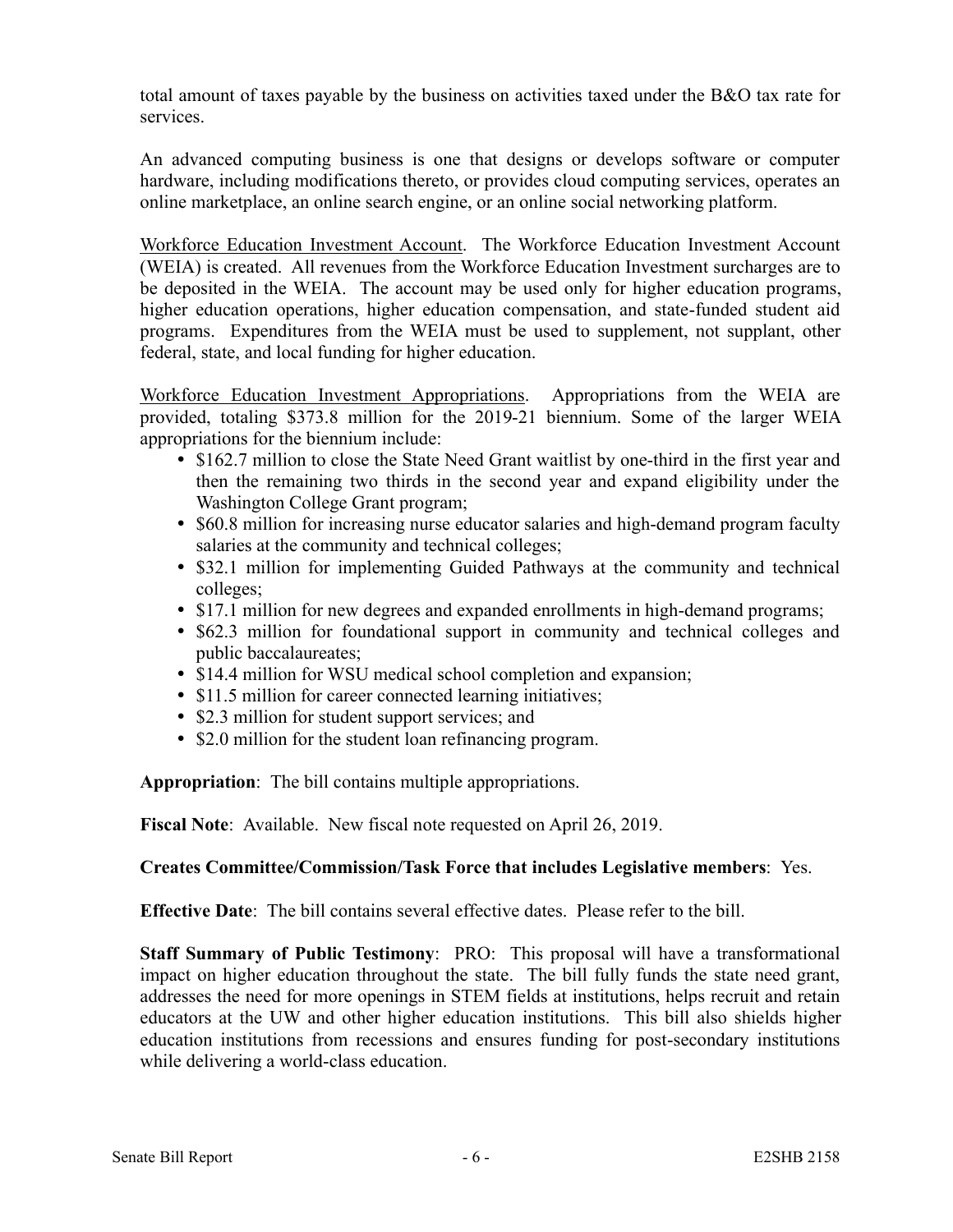total amount of taxes payable by the business on activities taxed under the B&O tax rate for services.

An advanced computing business is one that designs or develops software or computer hardware, including modifications thereto, or provides cloud computing services, operates an online marketplace, an online search engine, or an online social networking platform.

Workforce Education Investment Account. The Workforce Education Investment Account (WEIA) is created. All revenues from the Workforce Education Investment surcharges are to be deposited in the WEIA. The account may be used only for higher education programs, higher education operations, higher education compensation, and state-funded student aid programs. Expenditures from the WEIA must be used to supplement, not supplant, other federal, state, and local funding for higher education.

Workforce Education Investment Appropriations. Appropriations from the WEIA are provided, totaling $373.8 million for the 2019-21 biennium. Some of the larger WEIA appropriations for the biennium include:

- $162.7 million to close the State Need Grant waitlist by one-third in the first year and then the remaining two thirds in the second year and expand eligibility under the Washington College Grant program;
- $60.8 million for increasing nurse educator salaries and high-demand program faculty salaries at the community and technical colleges;
- $32.1 million for implementing Guided Pathways at the community and technical colleges;
- $17.1 million for new degrees and expanded enrollments in high-demand programs;
- $62.3 million for foundational support in community and technical colleges and public baccalaureates;
- $14.4 million for WSU medical school completion and expansion;
- $11.5 million for career connected learning initiatives;
- $2.3 million for student support services; and
- $2.0 million for the student loan refinancing program.

**Appropriation**: The bill contains multiple appropriations.

**Fiscal Note**: Available. New fiscal note requested on April 26, 2019.

**Creates Committee/Commission/Task Force that includes Legislative members**: Yes.

**Effective Date**: The bill contains several effective dates. Please refer to the bill.

**Staff Summary of Public Testimony**: PRO: This proposal will have a transformational impact on higher education throughout the state. The bill fully funds the state need grant, addresses the need for more openings in STEM fields at institutions, helps recruit and retain educators at the UW and other higher education institutions. This bill also shields higher education institutions from recessions and ensures funding for post-secondary institutions while delivering a world-class education.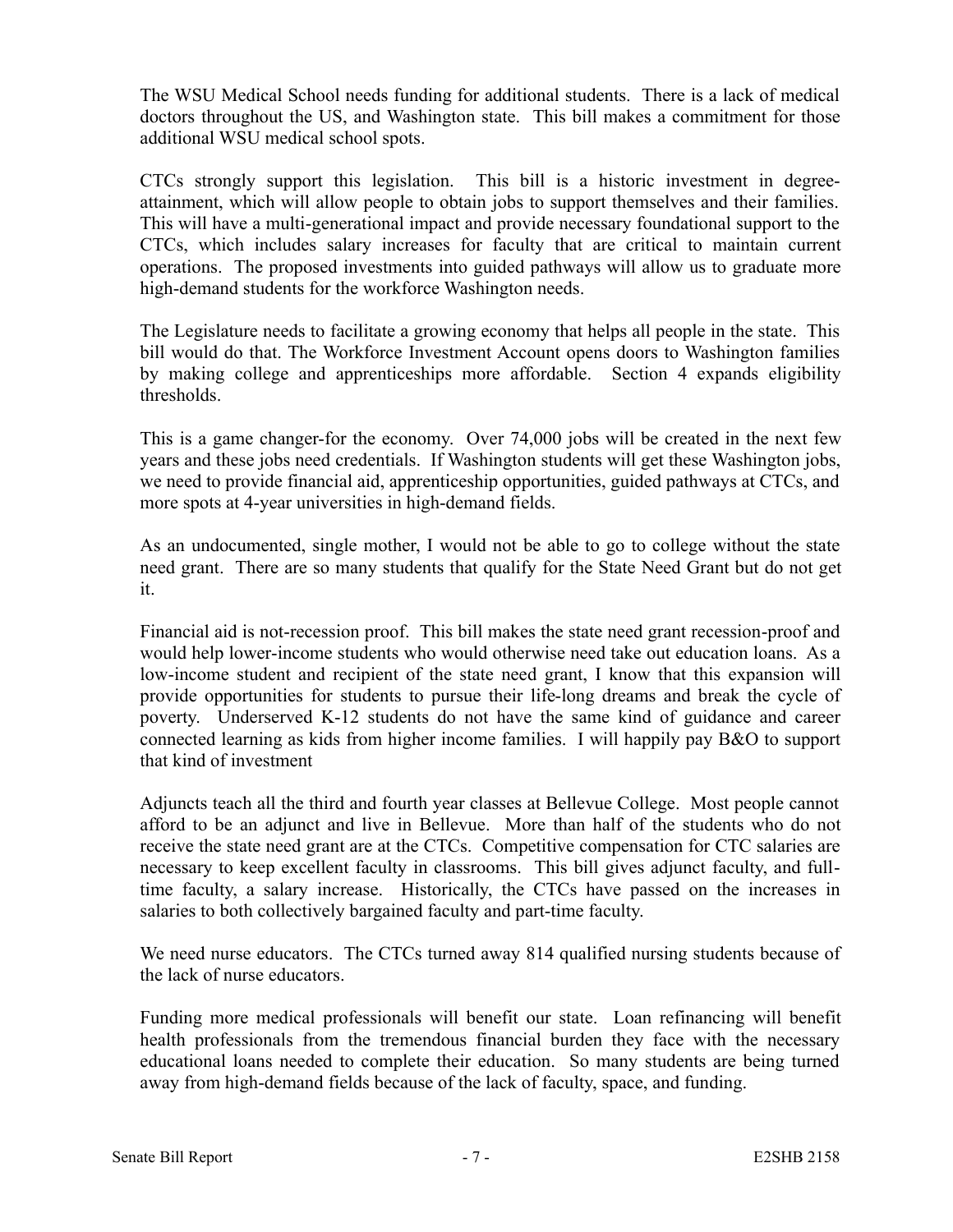The WSU Medical School needs funding for additional students. There is a lack of medical doctors throughout the US, and Washington state. This bill makes a commitment for those additional WSU medical school spots.

CTCs strongly support this legislation. This bill is a historic investment in degree-attainment, which will allow people to obtain jobs to support themselves and their families. This will have a multi-generational impact and provide necessary foundational support to the CTCs, which includes salary increases for faculty that are critical to maintain current operations. The proposed investments into guided pathways will allow us to graduate more high-demand students for the workforce Washington needs.

The Legislature needs to facilitate a growing economy that helps all people in the state. This bill would do that. The Workforce Investment Account opens doors to Washington families by making college and apprenticeships more affordable. Section 4 expands eligibility thresholds.

This is a game changer-for the economy. Over 74,000 jobs will be created in the next few years and these jobs need credentials. If Washington students will get these Washington jobs, we need to provide financial aid, apprenticeship opportunities, guided pathways at CTCs, and more spots at 4-year universities in high-demand fields.

As an undocumented, single mother, I would not be able to go to college without the state need grant. There are so many students that qualify for the State Need Grant but do not get it.

Financial aid is not-recession proof. This bill makes the state need grant recession-proof and would help lower-income students who would otherwise need take out education loans. As a low-income student and recipient of the state need grant, I know that this expansion will provide opportunities for students to pursue their life-long dreams and break the cycle of poverty. Underserved K-12 students do not have the same kind of guidance and career connected learning as kids from higher income families. I will happily pay B&O to support that kind of investment

Adjuncts teach all the third and fourth year classes at Bellevue College. Most people cannot afford to be an adjunct and live in Bellevue. More than half of the students who do not receive the state need grant are at the CTCs. Competitive compensation for CTC salaries are necessary to keep excellent faculty in classrooms. This bill gives adjunct faculty, and full-time faculty, a salary increase. Historically, the CTCs have passed on the increases in salaries to both collectively bargained faculty and part-time faculty.

We need nurse educators. The CTCs turned away 814 qualified nursing students because of the lack of nurse educators.

Funding more medical professionals will benefit our state. Loan refinancing will benefit health professionals from the tremendous financial burden they face with the necessary educational loans needed to complete their education. So many students are being turned away from high-demand fields because of the lack of faculty, space, and funding.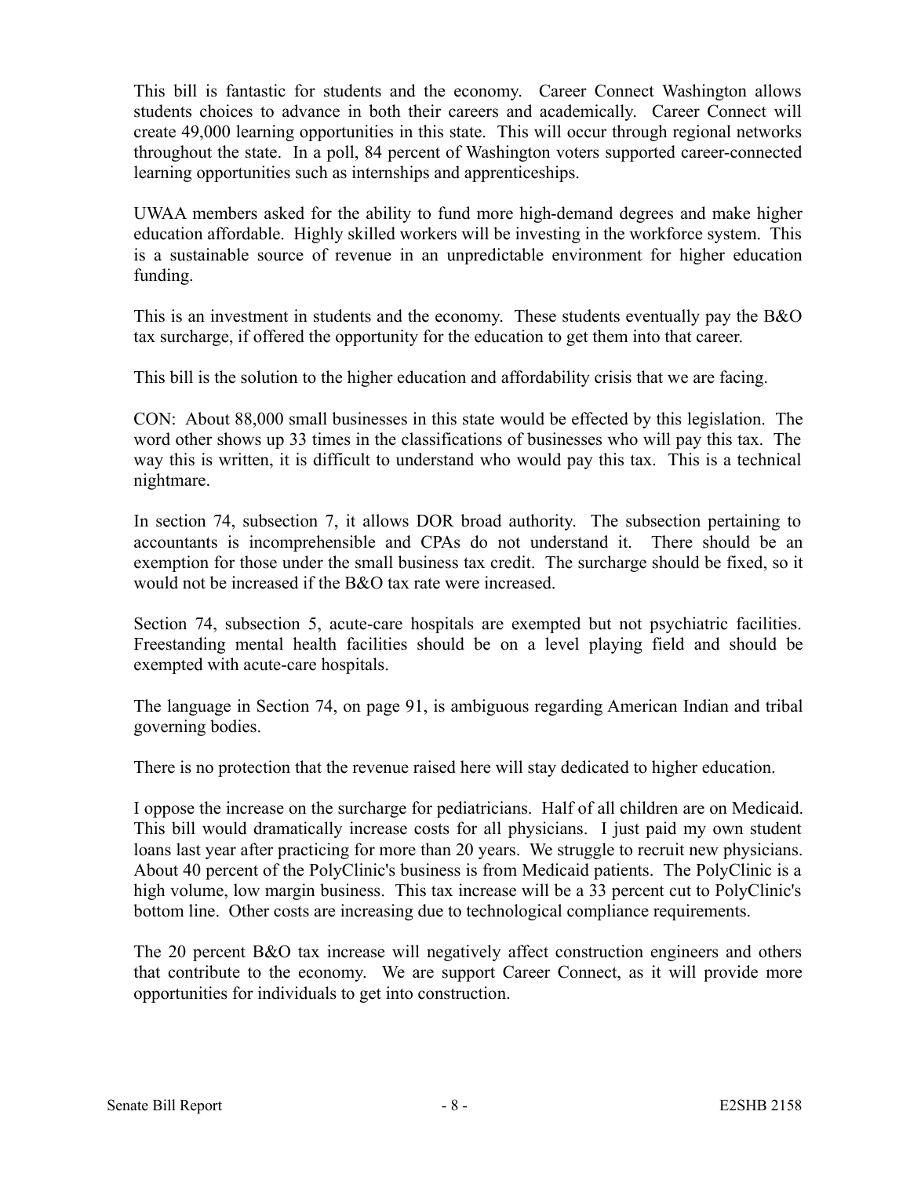This bill is fantastic for students and the economy. Career Connect Washington allows students choices to advance in both their careers and academically. Career Connect will create 49,000 learning opportunities in this state. This will occur through regional networks throughout the state. In a poll, 84 percent of Washington voters supported career-connected learning opportunities such as internships and apprenticeships.

UWAA members asked for the ability to fund more high-demand degrees and make higher education affordable. Highly skilled workers will be investing in the workforce system. This is a sustainable source of revenue in an unpredictable environment for higher education funding.

This is an investment in students and the economy. These students eventually pay the B&O tax surcharge, if offered the opportunity for the education to get them into that career.

This bill is the solution to the higher education and affordability crisis that we are facing.

CON: About 88,000 small businesses in this state would be effected by this legislation. The word other shows up 33 times in the classifications of businesses who will pay this tax. The way this is written, it is difficult to understand who would pay this tax. This is a technical nightmare.

In section 74, subsection 7, it allows DOR broad authority. The subsection pertaining to accountants is incomprehensible and CPAs do not understand it. There should be an exemption for those under the small business tax credit. The surcharge should be fixed, so it would not be increased if the B&O tax rate were increased.

Section 74, subsection 5, acute-care hospitals are exempted but not psychiatric facilities. Freestanding mental health facilities should be on a level playing field and should be exempted with acute-care hospitals.

The language in Section 74, on page 91, is ambiguous regarding American Indian and tribal governing bodies.

There is no protection that the revenue raised here will stay dedicated to higher education.

I oppose the increase on the surcharge for pediatricians. Half of all children are on Medicaid. This bill would dramatically increase costs for all physicians. I just paid my own student loans last year after practicing for more than 20 years. We struggle to recruit new physicians. About 40 percent of the PolyClinic's business is from Medicaid patients. The PolyClinic is a high volume, low margin business. This tax increase will be a 33 percent cut to PolyClinic's bottom line. Other costs are increasing due to technological compliance requirements.

The 20 percent B&O tax increase will negatively affect construction engineers and others that contribute to the economy. We are support Career Connect, as it will provide more opportunities for individuals to get into construction.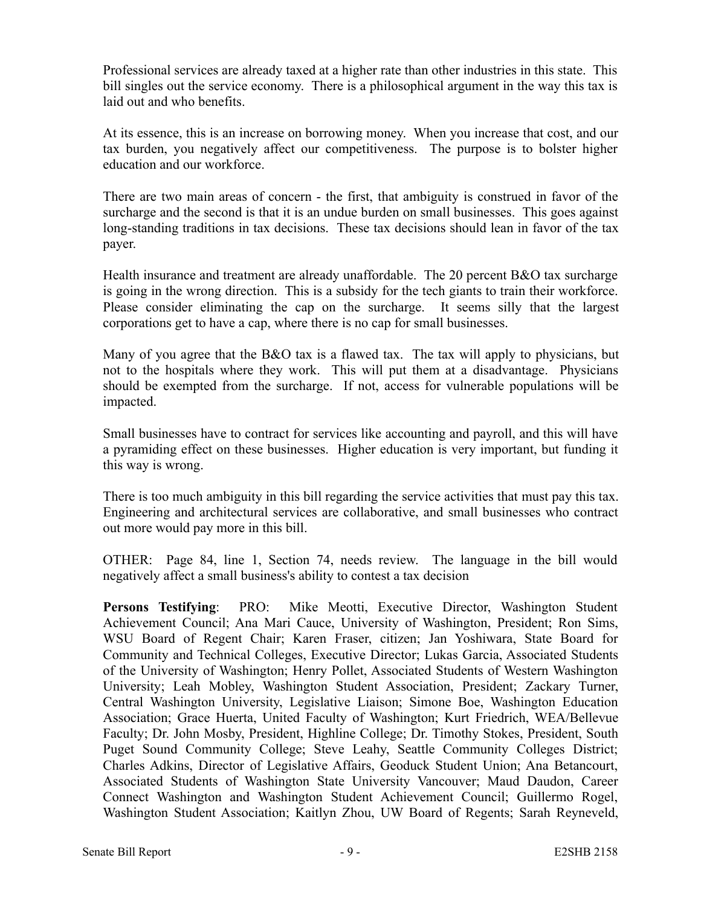Professional services are already taxed at a higher rate than other industries in this state. This bill singles out the service economy. There is a philosophical argument in the way this tax is laid out and who benefits.

At its essence, this is an increase on borrowing money. When you increase that cost, and our tax burden, you negatively affect our competitiveness. The purpose is to bolster higher education and our workforce.

There are two main areas of concern - the first, that ambiguity is construed in favor of the surcharge and the second is that it is an undue burden on small businesses. This goes against long-standing traditions in tax decisions. These tax decisions should lean in favor of the tax payer.

Health insurance and treatment are already unaffordable. The 20 percent B&O tax surcharge is going in the wrong direction. This is a subsidy for the tech giants to train their workforce. Please consider eliminating the cap on the surcharge. It seems silly that the largest corporations get to have a cap, where there is no cap for small businesses.

Many of you agree that the B&O tax is a flawed tax. The tax will apply to physicians, but not to the hospitals where they work. This will put them at a disadvantage. Physicians should be exempted from the surcharge. If not, access for vulnerable populations will be impacted.

Small businesses have to contract for services like accounting and payroll, and this will have a pyramiding effect on these businesses. Higher education is very important, but funding it this way is wrong.

There is too much ambiguity in this bill regarding the service activities that must pay this tax. Engineering and architectural services are collaborative, and small businesses who contract out more would pay more in this bill.

OTHER: Page 84, line 1, Section 74, needs review. The language in the bill would negatively affect a small business's ability to contest a tax decision

**Persons Testifying**: PRO: Mike Meotti, Executive Director, Washington Student Achievement Council; Ana Mari Cauce, University of Washington, President; Ron Sims, WSU Board of Regent Chair; Karen Fraser, citizen; Jan Yoshiwara, State Board for Community and Technical Colleges, Executive Director; Lukas Garcia, Associated Students of the University of Washington; Henry Pollet, Associated Students of Western Washington University; Leah Mobley, Washington Student Association, President; Zackary Turner, Central Washington University, Legislative Liaison; Simone Boe, Washington Education Association; Grace Huerta, United Faculty of Washington; Kurt Friedrich, WEA/Bellevue Faculty; Dr. John Mosby, President, Highline College; Dr. Timothy Stokes, President, South Puget Sound Community College; Steve Leahy, Seattle Community Colleges District; Charles Adkins, Director of Legislative Affairs, Geoduck Student Union; Ana Betancourt, Associated Students of Washington State University Vancouver; Maud Daudon, Career Connect Washington and Washington Student Achievement Council; Guillermo Rogel, Washington Student Association; Kaitlyn Zhou, UW Board of Regents; Sarah Reyneveld,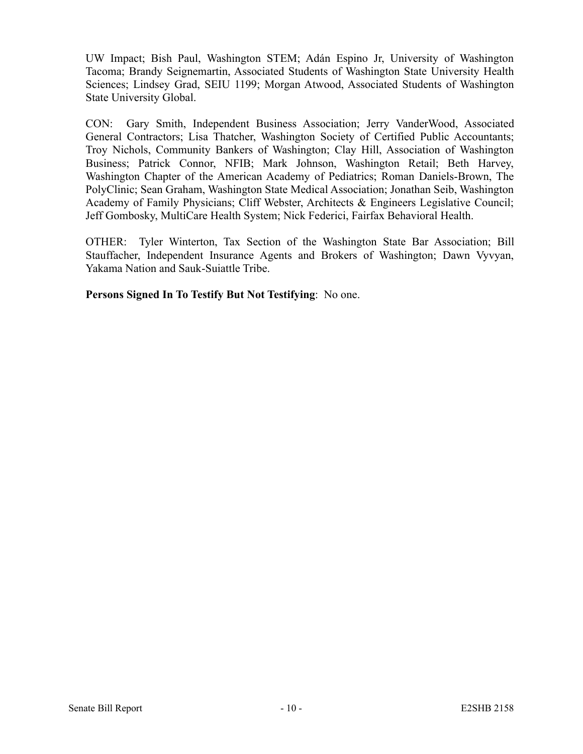UW Impact; Bish Paul, Washington STEM; Adán Espino Jr, University of Washington Tacoma; Brandy Seignemartin, Associated Students of Washington State University Health Sciences; Lindsey Grad, SEIU 1199; Morgan Atwood, Associated Students of Washington State University Global.

CON: Gary Smith, Independent Business Association; Jerry VanderWood, Associated General Contractors; Lisa Thatcher, Washington Society of Certified Public Accountants; Troy Nichols, Community Bankers of Washington; Clay Hill, Association of Washington Business; Patrick Connor, NFIB; Mark Johnson, Washington Retail; Beth Harvey, Washington Chapter of the American Academy of Pediatrics; Roman Daniels-Brown, The PolyClinic; Sean Graham, Washington State Medical Association; Jonathan Seib, Washington Academy of Family Physicians; Cliff Webster, Architects & Engineers Legislative Council; Jeff Gombosky, MultiCare Health System; Nick Federici, Fairfax Behavioral Health.

OTHER: Tyler Winterton, Tax Section of the Washington State Bar Association; Bill Stauffacher, Independent Insurance Agents and Brokers of Washington; Dawn Vyvyan, Yakama Nation and Sauk-Suiattle Tribe.

**Persons Signed In To Testify But Not Testifying**: No one.